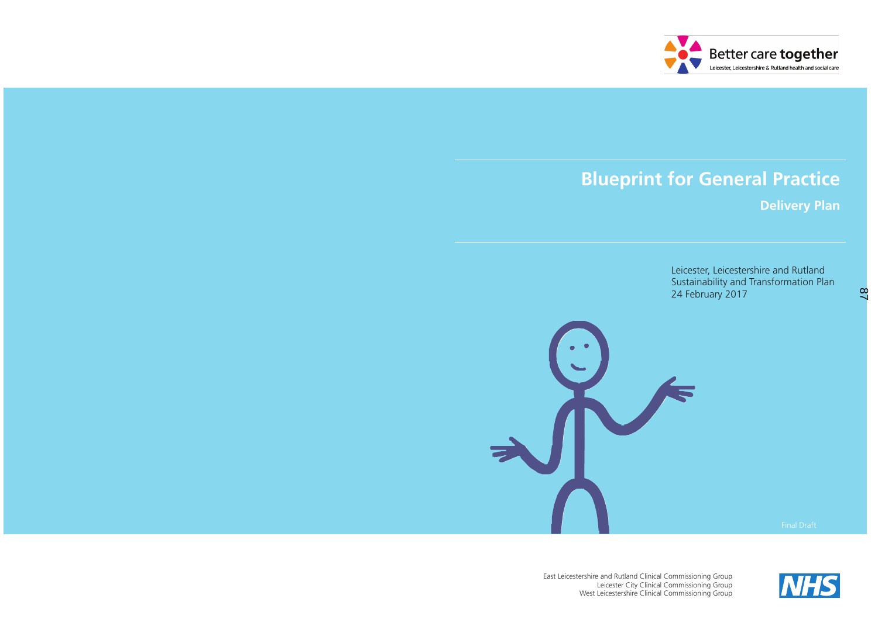Better care **together**

Leicester, Leicestershire & Rutland health and social care

# Blueprint for General Practice

## Delivery Plan

Leicester, Leicestershire and Rutland Sustainability and Transformation Plan
24 February 2017

Final Draft

East Leicestershire and Rutland Clinical Commissioning Group
Leicester City Clinical Commissioning Group
West Leicestershire Clinical Commissioning Group

NHS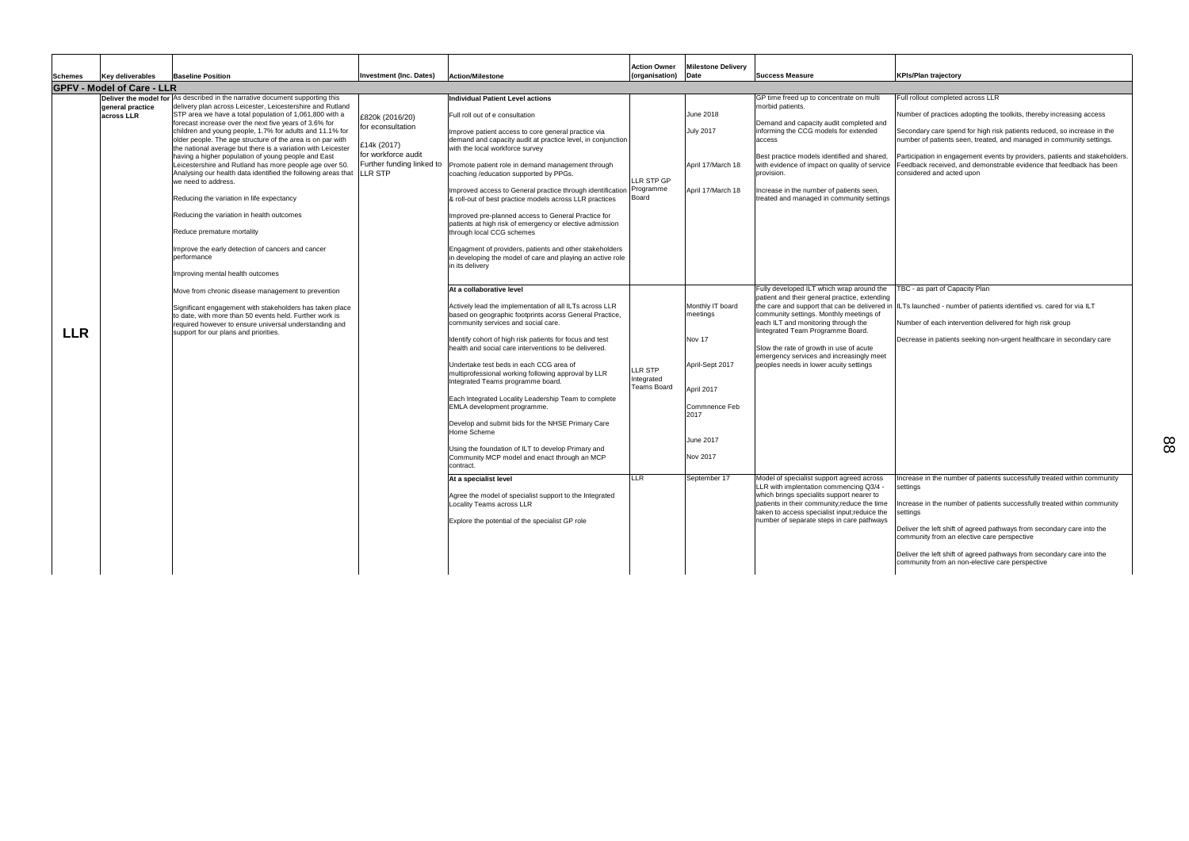| Schemes | Key deliverables | Baseline Position | Investment (Inc. Dates) | Action/Milestone | Action Owner (organisation) | Milestone Delivery Date | Success Measure | KPIs/Plan trajectory |
|---|---|---|---|---|---|---|---|---|
| **GPFV - Model of Care - LLR** | | | | | | | | |
| **LLR** | **Deliver the model for general practice across LLR** | As described in the narrative document supporting this delivery plan across Leicester, Leicestershire and Rutland STP area we have a total population of 1,061,800 with a forecast increase over the next five years of 3.6% for children and young people, 1.7% for adults and 11.1% for older people. The age structure of the area is on par with the national average but there is a variation with Leicester having a higher population of young people and East Leicestershire and Rutland has more people age over 50. Analysing our health data identified the following areas that we need to address.<br><br>Reducing the variation in life expectancy<br><br>Reducing the variation in health outcomes<br><br>Reduce premature mortality<br><br>Improve the early detection of cancers and cancer performance<br><br>Improving mental health outcomes<br><br>Move from chronic disease management to prevention<br><br>Significant engagement with stakeholders has taken place to date, with more than 50 events held. Further work is required however to ensure universal understanding and support for our plans and priorities. | £820k (2016/20) for econsultation<br><br>£14k (2017) for workforce audit<br>Further funding linked to LLR STP | **Individual Patient Level actions**<br><br>Full roll out of e consultation<br><br>Improve patient access to core general practice via demand and capacity audit at practice level, in conjunction with the local workforce survey<br><br>Promote patient role in demand management through coaching /education supported by PPGs.<br><br>Improved access to General practice through identification & roll-out of best practice models across LLR practices<br><br>Improved pre-planned access to General Practice for patients at high risk of emergency or elective admission through local CCG schemes<br><br>Engagment of providers, patients and other stakeholders in developing the model of care and playing an active role in its delivery | LLR STP GP Programme Board | June 2018<br><br>July 2017<br><br>April 17/March 18<br><br>April 17/March 18 | GP time freed up to concentrate on multi morbid patients.<br><br>Demand and capacity audit completed and informing the CCG models for extended access<br><br>Best practice models identified and shared, with evidence of impact on quality of service provision.<br><br>Increase in the number of patients seen, treated and managed in community settings | Full rollout completed across LLR<br><br>Number of practices adopting the toolkits, thereby increasing access<br><br>Secondary care spend for high risk patients reduced, so increase in the number of patients seen, treated, and managed in community settings.<br><br>Participation in engagement events by providers, patients and stakeholders. Feedback received, and demonstrable evidence that feedback has been considered and acted upon |
| | | | | **At a collaborative level**<br><br>Actively lead the implementation of all ILTs across LLR based on geographic footprints acorss General Practice, community services and social care.<br><br>Identify cohort of high risk patients for focus and test health and social care interventions to be delivered.<br><br>Undertake test beds in each CCG area of multiprofessional working following approval by LLR Integrated Teams programme board.<br><br>Each Integrated Locality Leadership Team to complete EMLA development programme.<br><br>Develop and submit bids for the NHSE Primary Care Home Scheme<br><br>Using the foundation of ILT to develop Primary and Community MCP model and enact through an MCP contract. | LLR STP Integrated Teams Board | Monthly IT board meetings<br><br>Nov 17<br><br>April-Sept 2017<br><br>April 2017<br><br>Commnence Feb 2017<br><br>June 2017<br><br>Nov 2017 | Fully developed ILT which wrap around the patient and their general practice, extending the care and support that can be delivered in community settings. Monthly meetings of each ILT and monitoring through the lintegrated Team Programme Board.<br><br>Slow the rate of growth in use of acute emergency services and increasingly meet peoples needs in lower acuity settings | TBC - as part of Capacity Plan<br><br>ILTs launched - number of patients identified vs. cared for via ILT<br><br>Number of each intervention delivered for high risk group<br><br>Decrease in patients seeking non-urgent healthcare in secondary care |
| | | | | **At a specialist level**<br><br>Agree the model of specialist support to the Integrated Locality Teams across LLR<br><br>Explore the potential of the specialist GP role | LLR | September 17 | Model of specialist support agreed across LLR with implentation commencing Q3/4 - which brings specialists support nearer to patients in their community;reduce the time taken to access specialist input;reduice the number of separate steps in care pathways | Increase in the number of patients successfully treated within community settings<br><br>Increase in the number of patients successfully treated within community settings<br><br>Deliver the left shift of agreed pathways from secondary care into the community from an elective care perspective<br><br>Deliver the left shift of agreed pathways from secondary care into the community from an non-elective care perspective |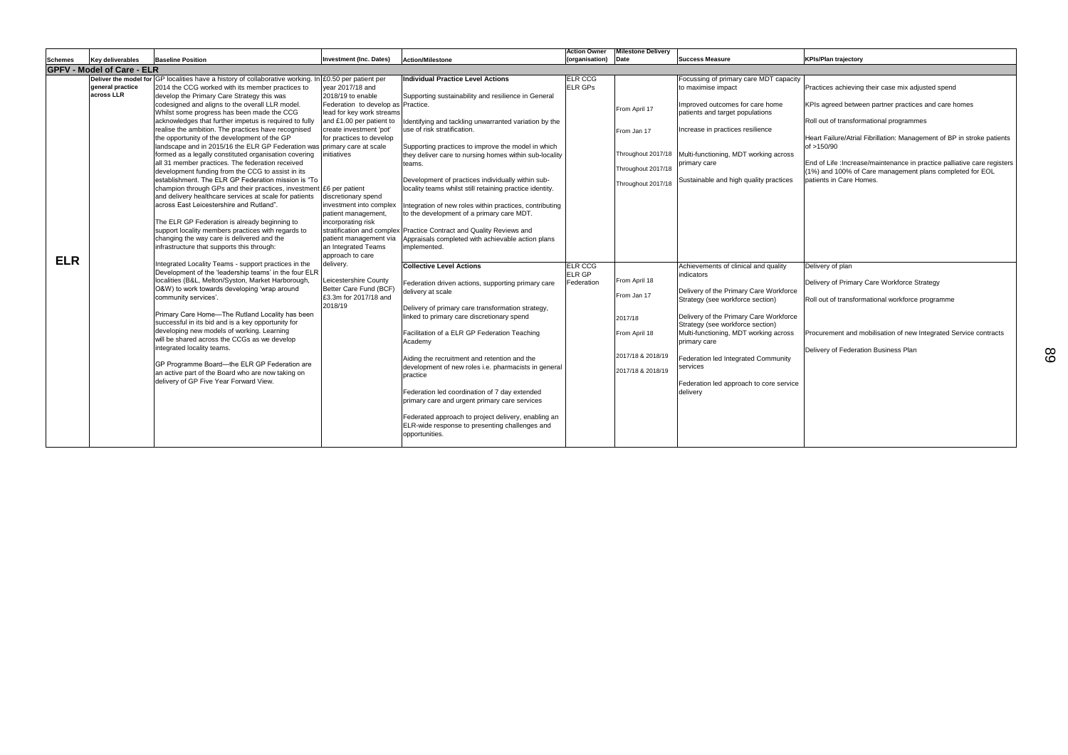| Schemes | Key deliverables | Baseline Position | Investment (Inc. Dates) | Action/Milestone | Action Owner (organisation) | Milestone Delivery Date | Success Measure | KPIs/Plan trajectory |
|---|---|---|---|---|---|---|---|---|
| **GPFV - Model of Care - ELR** | | | | | | | | |
| **ELR** | **Deliver the model for general practice across LLR** | GP localities have a history of collaborative working. In 2014 the CCG worked with its member practices to develop the Primary Care Strategy this was codesigned and aligns to the overall LLR model. Whilst some progress has been made the CCG acknowledges that further impetus is required to fully realise the ambition. The practices have recognised the opportunity of the development of the GP landscape and in 2015/16 the ELR GP Federation was formed as a legally constituted organisation covering all 31 member practices. The federation received development funding from the CCG to assist in its establishment. The ELR GP Federation mission is "To champion through GPs and their practices, investment and delivery healthcare services at scale for patients across East Leicestershire and Rutland".<br><br>The ELR GP Federation is already beginning to support locality members practices with regards to changing the way care is delivered and the infrastructure that supports this through:<br><br>Integrated Locality Teams - support practices in the Development of the 'leadership teams' in the four ELR localities (B&L, Melton/Syston, Market Harborough, O&W) to work towards developing 'wrap around community services'.<br><br>Primary Care Home—The Rutland Locality has been successful in its bid and is a key opportunity for developing new models of working. Learning will be shared across the CCGs as we develop integrated locality teams.<br><br>GP Programme Board—the ELR GP Federation are an active part of the Board who are now taking on delivery of GP Five Year Forward View. | £0.50 per patient per year 2017/18 and 2018/19 to enable Federation to develop as lead for key work streams and £1.00 per patient to create investment 'pot' for practices to develop primary care at scale initiatives<br><br>£6 per patient discretionary spend investment into complex patient management, incorporating risk stratification and complex patient management via an Integrated Teams approach to care delivery.<br><br>Leicestershire County Better Care Fund (BCF) £3.3m for 2017/18 and 2018/19 | **Individual Practice Level Actions**<br><br>Supporting sustainability and resilience in General Practice.<br><br>Identifying and tackling unwarranted variation by the use of risk stratification.<br><br>Supporting practices to improve the model in which they deliver care to nursing homes within sub-locality teams.<br><br>Development of practices individually within sub-locality teams whilst still retaining practice identity.<br><br>Integration of new roles within practices, contributing to the development of a primary care MDT.<br><br>Practice Contract and Quality Reviews and Appraisals completed with achievable action plans implemented. | ELR CCG<br>ELR GPs | From April 17<br><br>From Jan 17<br><br>Throughout 2017/18<br><br>Throughout 2017/18<br><br>Throughout 2017/18 | Focussing of primary care MDT capacity to maximise impact<br><br>Improved outcomes for care home patients and target populations<br><br>Increase in practices resilience<br><br>Multi-functioning, MDT working across primary care<br><br>Sustainable and high quality practices | Practices achieving their case mix adjusted spend<br><br>KPIs agreed between partner practices and care homes<br><br>Roll out of transformational programmes<br><br>Heart Failure/Atrial Fibrillation: Management of BP in stroke patients of >150/90<br><br>End of Life :Increase/maintenance in practice palliative care registers (1%) and 100% of Care management plans completed for EOL patients in Care Homes. |
| | | | | **Collective Level Actions**<br><br>Federation driven actions, supporting primary care delivery at scale<br><br>Delivery of primary care transformation strategy, linked to primary care discretionary spend<br><br>Facilitation of a ELR GP Federation Teaching Academy<br><br>Aiding the recruitment and retention and the development of new roles i.e. pharmacists in general practice<br><br>Federation led coordination of 7 day extended primary care and urgent primary care services<br><br>Federated approach to project delivery, enabling an ELR-wide response to presenting challenges and opportunities. | ELR CCG<br>ELR GP Federation | From April 18<br><br>From Jan 17<br><br>2017/18<br><br>From April 18<br><br>2017/18 & 2018/19<br><br>2017/18 & 2018/19 | Achievements of clinical and quality indicators<br><br>Delivery of the Primary Care Workforce Strategy (see workforce section)<br><br>Delivery of the Primary Care Workforce Strategy (see workforce section)<br><br>Multi-functioning, MDT working across primary care<br><br>Federation led Integrated Community services<br><br>Federation led approach to core service delivery | Delivery of plan<br><br>Delivery of Primary Care Workforce Strategy<br><br>Roll out of transformational workforce programme<br><br>Procurement and mobilisation of new Integrated Service contracts<br><br>Delivery of Federation Business Plan |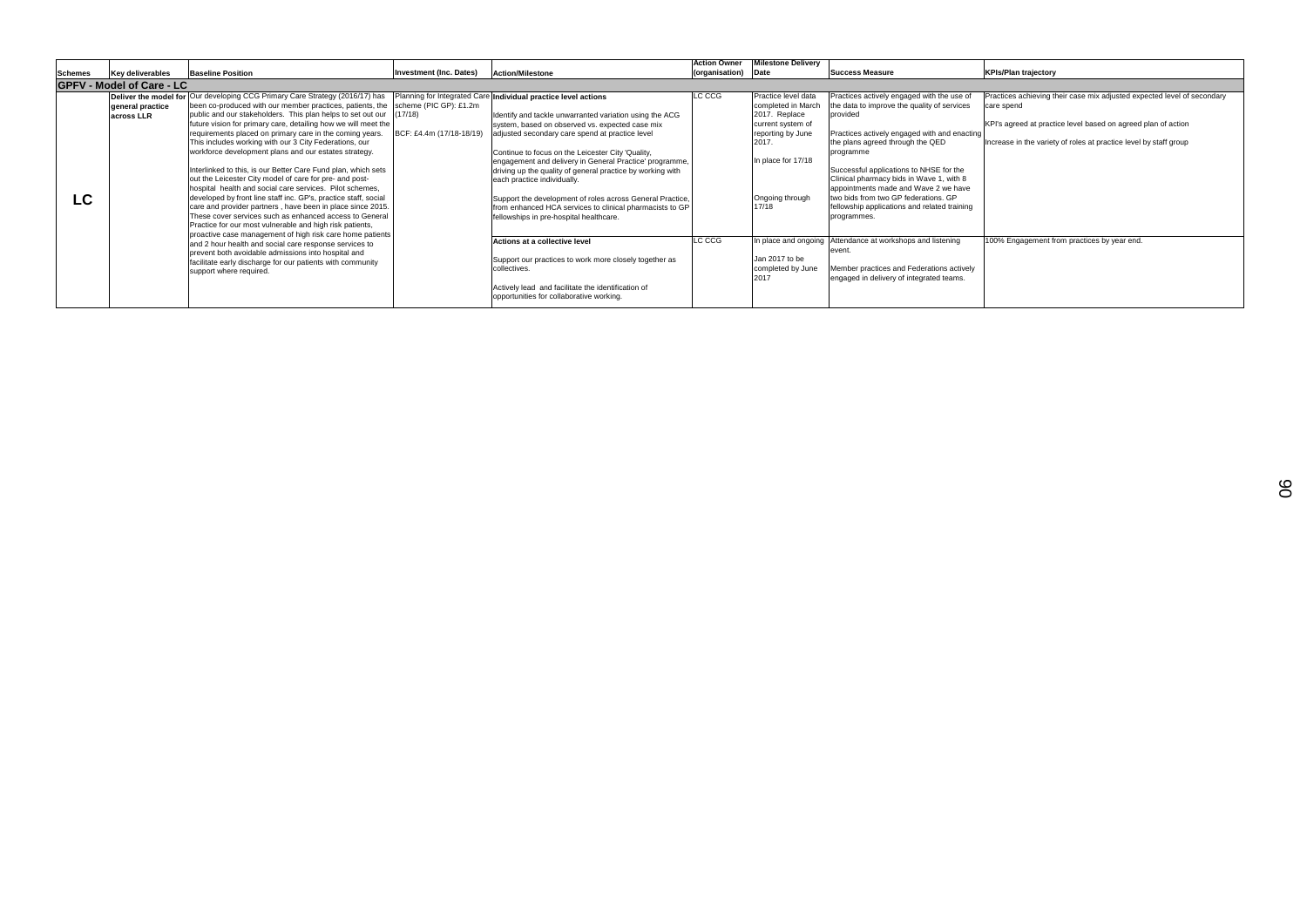| Schemes | Key deliverables | Baseline Position | Investment (Inc. Dates) | Action/Milestone | Action Owner (organisation) | Milestone Delivery Date | Success Measure | KPIs/Plan trajectory |
|---|---|---|---|---|---|---|---|---|
| **GPFV - Model of Care - LC** | | | | | | | | |
| **LC** | **Deliver the model for general practice across LLR** | Our developing CCG Primary Care Strategy (2016/17) has been co-produced with our member practices, patients, the public and our stakeholders. This plan helps to set out our future vision for primary care in the coming years, detailing how we will meet the requirements placed on primary care in the coming years. This includes working with our 3 City Federations, our workforce development plans and our estates strategy.<br><br>Interlinked to this, is our Better Care Fund plan, which sets out the Leicester City model of care for pre- and post-hospital health and social care services. Pilot schemes, developed by front line staff inc. GP's, practice staff, social care and provider partners , have been in place since 2015. These cover services such as enhanced access to General Practice for our most vulnerable and high risk patients, proactive case management of high risk care home patients and 2 hour health and social care response services to prevent both avoidable admissions into hospital and facilitate early discharge for our patients with community support where required. | Planning for Integrated Care scheme (PIC GP): £1.2m (17/18)<br><br>BCF: £4.4m (17/18-18/19) | **Individual practice level actions**<br><br>Identify and tackle unwarranted variation using the ACG system, based on observed vs. expected case mix adjusted secondary care spend at practice level<br><br>Continue to focus on the Leicester City 'Quality, engagement and delivery in General Practice' programme, driving up the quality of general practice by working with each practice individually.<br><br>Support the development of roles across General Practice, from enhanced HCA services to clinical pharmacists to GP fellowships in pre-hospital healthcare. | LC CCG | Practice level data completed in March 2017. Replace current system of reporting by June 2017.<br><br>In place for 17/18<br><br>Ongoing through 17/18 | Practices actively engaged with the use of the data to improve the quality of services provided<br><br>Practices actively engaged with and enacting the plans agreed through the QED programme<br><br>Successful applications to NHSE for the Clinical pharmacy bids in Wave 1, with 8 appointments made and Wave 2 we have two bids from two GP federations. GP fellowship applications and related training programmes. | Practices achieving their case mix adjusted expected level of secondary care spend<br><br>KPI's agreed at practice level based on agreed plan of action<br><br>Increase in the variety of roles at practice level by staff group |
| | | | | **Actions at a collective level**<br><br>Support our practices to work more closely together as collectives.<br><br>Actively lead and facilitate the identification of opportunities for collaborative working. | LC CCG | In place and ongoing<br><br>Jan 2017 to be completed by June 2017 | Attendance at workshops and listening event.<br><br>Member practices and Federations actively engaged in delivery of integrated teams. | 100% Engagement from practices by year end. |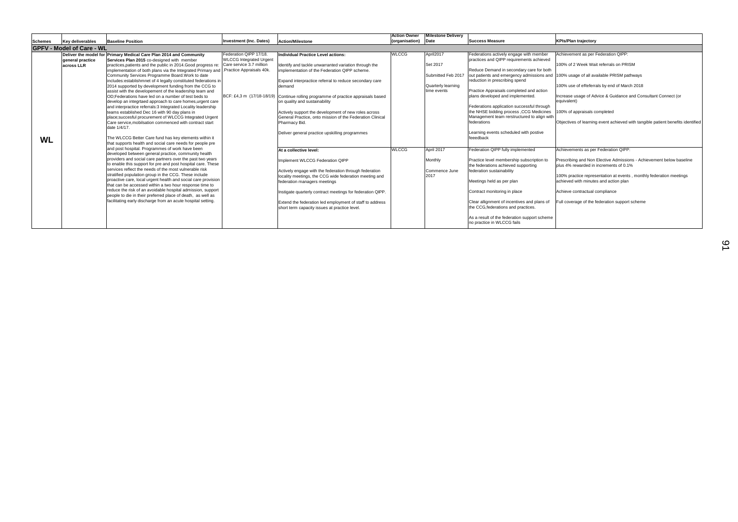| Schemes | Key deliverables | Baseline Position | Investment (Inc. Dates) | Action/Milestone | Action Owner (organisation) | Milestone Delivery Date | Success Measure | KPIs/Plan trajectory |
|---|---|---|---|---|---|---|---|---|
| **GPFV - Model of Care - WL** | | | | | | | | |
| **WL** | **Deliver the model for general practice across LLR** | **Primary Medical Care Plan 2014 and Community Services Plan 2015** co-designed with member practices,patients and the public in 2014.Good progress re: implementation of both plans via the Integrated Primary and Community Services Programme Board.Work to date includes:establishmnet of 4 legally constituted federations in 2014 supported by development funding from the CCG to assist with the developement of the leadership team and OD;Federations have led on a number of test beds to develop an integrtaed approach to care homes,urgent care and interpractice referrals:3 Integrated Locality leadership teams established Dec 16 with 90 day plans in place;succesful procurement of WLCCG Integrated Urgent Care service,mobilsation commenced with contract start date 1/4/17.<br><br>The WLCCG Better Care fund has key elements within it that supports health and social care needs for people pre and post hospital. Programmes of work have been developed between general practice, community health providers and social care partners over the past two years to enable this support for pre and post hospital care. These services reflect the needs of the most vulnerable risk stratified population group in the CCG. These include proactive care, local urgent health and social care provision that can be accessed within a two hour response time to reduce the risk of an avoidable hospital admission, support people to die in their preferred place of death, as well as facilitating early discharge from an acute hospital setting. | Federation QIPP 17/18. WLCCG Integrated Urgent Care service 3.7 million .Practice Appraisals 40k.<br><br>BCF: £4,3 m (17/18-18/19) | **Individual Practice Level actions:**<br><br>Identify and tackle unwarranted variation through the implementation of the Federation QIPP scheme.<br><br>Expand interpractice referral to reduce secondary care demand<br><br>Continue rolling programme of practice appraisals based on quality and sustainability<br><br>Actively support the development of new roles across General Practice, onto mission of the Federation Clinical Pharmacy Bid.<br><br>Deliver general practice upskilling programmes | WLCCG | April2017<br><br>Set 2017<br><br>Submitted Feb 2017<br><br>Quarterly learning time events | Federations actively engage with member practices and QIPP requirements achieved<br><br>Reduce Demand in secondary care for both out patients and emergency admissions and reduction in prescribing spend<br><br>Practice Appraisals completed and action plans developed and implemented.<br><br>Federations application successful through the NHSE bidding process ,CCG Medicines Management team rerstructured to align with federations<br><br>Learning events scheduled with postive feeedback | Achievement as per Federation QIPP:<br><br>100% of 2 Week Wait referrals on PRISM<br><br>100% usage of all available PRISM pathways<br><br>100% use of eReferrals by end of March 2018<br><br>Increase usage of Advice & Guidance and Consultant Connect (or equivalent)<br><br>100% of appraisals completed<br><br>Objectives of learning event achieved with tangible patient benefits identified |
| | | | | **At a collective level:**<br><br>Implement WLCCG Federation QIPP<br><br>Actively engage with the federation through federation locality meetings, the CCG wide federation meeting and federation managers meetings<br><br>Instigate quarterly contract meetings for federation QIPP.<br><br>Extend the federation led employment of staff to address short term capacity issues at practice level. | WLCCG | April 2017<br><br>Monthly<br><br>Commence June 2017 | Federation QIPP fully implemented<br><br>Practice level membership subscription to the federations achieved supporting federation sustainability<br><br>Meetings held as per plan<br><br>Contract monitoring in place<br><br>Clear allignment of incentives and plans of the CCG,federations and practices.<br><br>As a result of the federation support scheme no practice in WLCCG fails | Achievements as per Federation QIPP:<br><br>Prescribing and Non Elective Admissions - Achievement below baseline plus 4% rewarded in increments of 0.1%<br><br>100% practice representation at events , monthly federation meetings achieved with minutes and action plan<br><br>Achieve contractual compliance<br><br>Full coverage of the federation support scheme |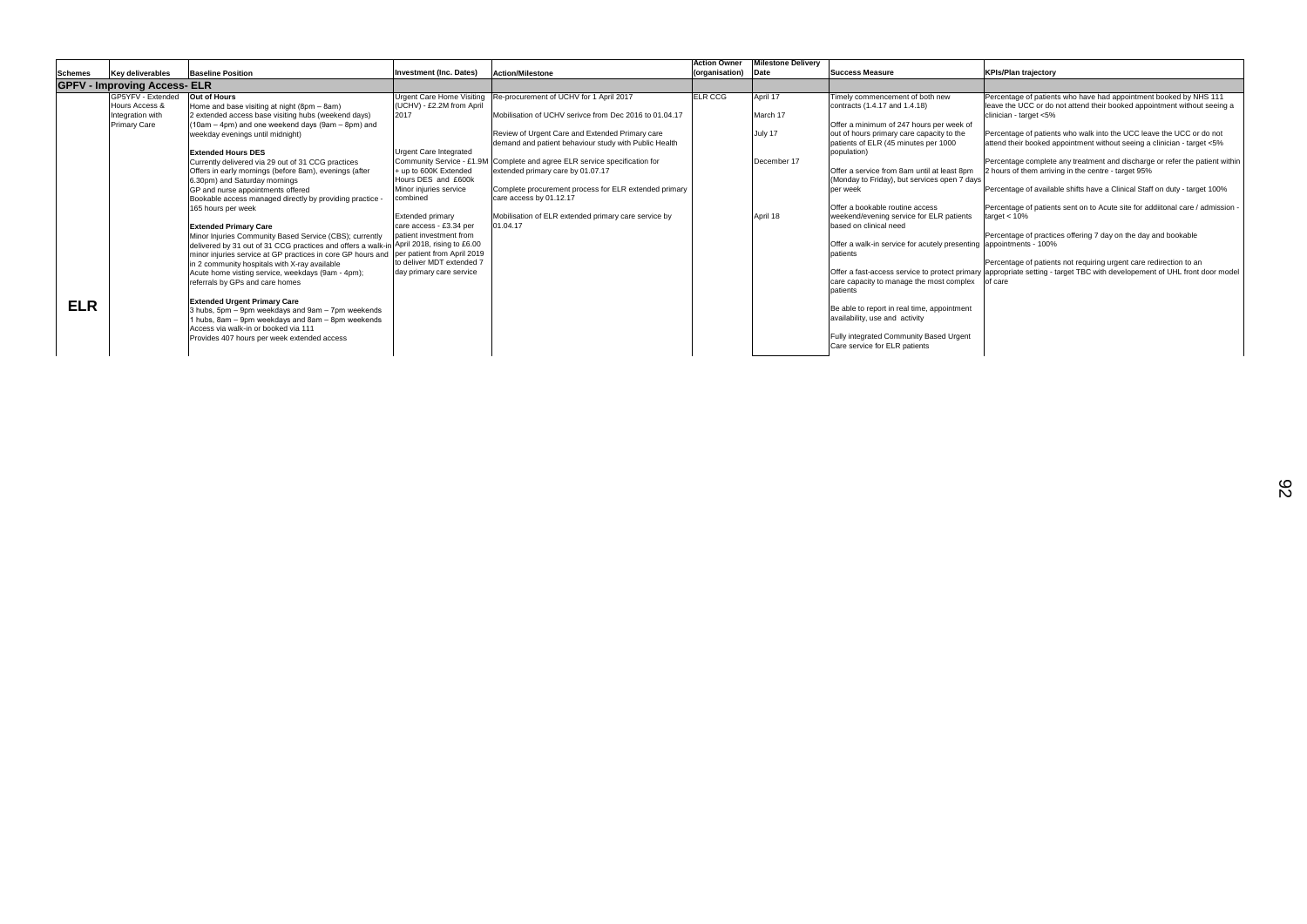| Schemes | Key deliverables | Baseline Position | Investment (Inc. Dates) | Action/Milestone | Action Owner (organisation) | Milestone Delivery Date | Success Measure | KPIs/Plan trajectory |
|---|---|---|---|---|---|---|---|---|
| **GPFV - Improving Access- ELR** | | | | | | | | |
| **ELR** | GP5YFV - Extended Hours Access & Integration with Primary Care | **Out of Hours**<br>Home and base visiting at night (8pm – 8am)<br>2 extended access base visiting hubs (weekend days) (10am – 4pm) and one weekend days (9am – 8pm) and weekday evenings until midnight)<br><br>**Extended Hours DES**<br>Currently delivered via 29 out of 31 CCG practices<br>Offers in early mornings (before 8am), evenings (after 6.30pm) and Saturday mornings<br>GP and nurse appointments offered<br>Bookable access managed directly by providing practice - 165 hours per week<br><br>**Extended Primary Care**<br>Minor Injuries Community Based Service (CBS); currently delivered by 31 out of 31 CCG practices and offers a walk-in minor injuries service at GP practices in core GP hours and in 2 community hospitals with X-ray available<br>Acute home visiting service, weekdays (9am - 4pm); referrals by GPs and care homes<br><br>**Extended Urgent Primary Care**<br>3 hubs, 5pm – 9pm weekdays and 9am – 7pm weekends<br>1 hubs, 8am – 9pm weekdays and 8am – 8pm weekends<br>Access via walk-in or booked via 111<br>Provides 407 hours per week extended access | Urgent Care Home Visiting (UCHV) - £2.2M from April 2017<br><br>Urgent Care Integrated Community Service - £1.9M + up to 600K Extended Hours DES and £600k Minor injuries service combined<br><br>Extended primary care access - £3.34 per patient investment from April 2018, rising to £6.00 per patient from April 2019 to deliver MDT extended 7 day primary care service | Re-procurement of UCHV for 1 April 2017<br><br>Mobilisation of UCHV serivce from Dec 2016 to 01.04.17<br><br>Review of Urgent Care and Extended Primary care demand and patient behaviour study with Public Health<br><br>Complete and agree ELR service specification for extended primary care by 01.07.17<br><br>Complete procurement process for ELR extended primary care access by 01.12.17<br><br>Mobilisation of ELR extended primary care service by 01.04.17 | ELR CCG | April 17<br><br>March 17<br><br>July 17<br><br>December 17<br><br>April 18 | Timely commencement of both new contracts (1.4.17 and 1.4.18)<br><br>Offer a minimum of 247 hours per week of out of hours primary care capacity to the patients of ELR (45 minutes per 1000 population)<br><br>Offer a service from 8am until at least 8pm (Monday to Friday), but services open 7 days per week<br><br>Offer a bookable routine access weekend/evening service for ELR patients based on clinical need<br><br>Offer a walk-in service for acutely presenting patients<br><br>Offer a fast-access service to protect primary care capacity to manage the most complex patients<br><br>Be able to report in real time, appointment availability, use and activity<br><br>Fully integrated Community Based Urgent Care service for ELR patients | Percentage of patients who have had appointment booked by NHS 111 leave the UCC or do not attend their booked appointment without seeing a clinician - target <5%<br><br>Percentage of patients who walk into the UCC leave the UCC or do not attend their booked appointment without seeing a clinician - target <5%<br><br>Percentage complete any treatment and discharge or refer the patient within 2 hours of them arriving in the centre - target 95%<br><br>Percentage of available shifts have a Clinical Staff on duty - target 100%<br><br>Percentage of patients sent on to Acute site for addiitonal care / admission - target < 10%<br><br>Percentage of practices offering 7 day on the day and bookable appointments - 100%<br><br>Percentage of patients not requiring urgent care redirection to an appropriate setting - target TBC with developement of UHL front door model of care |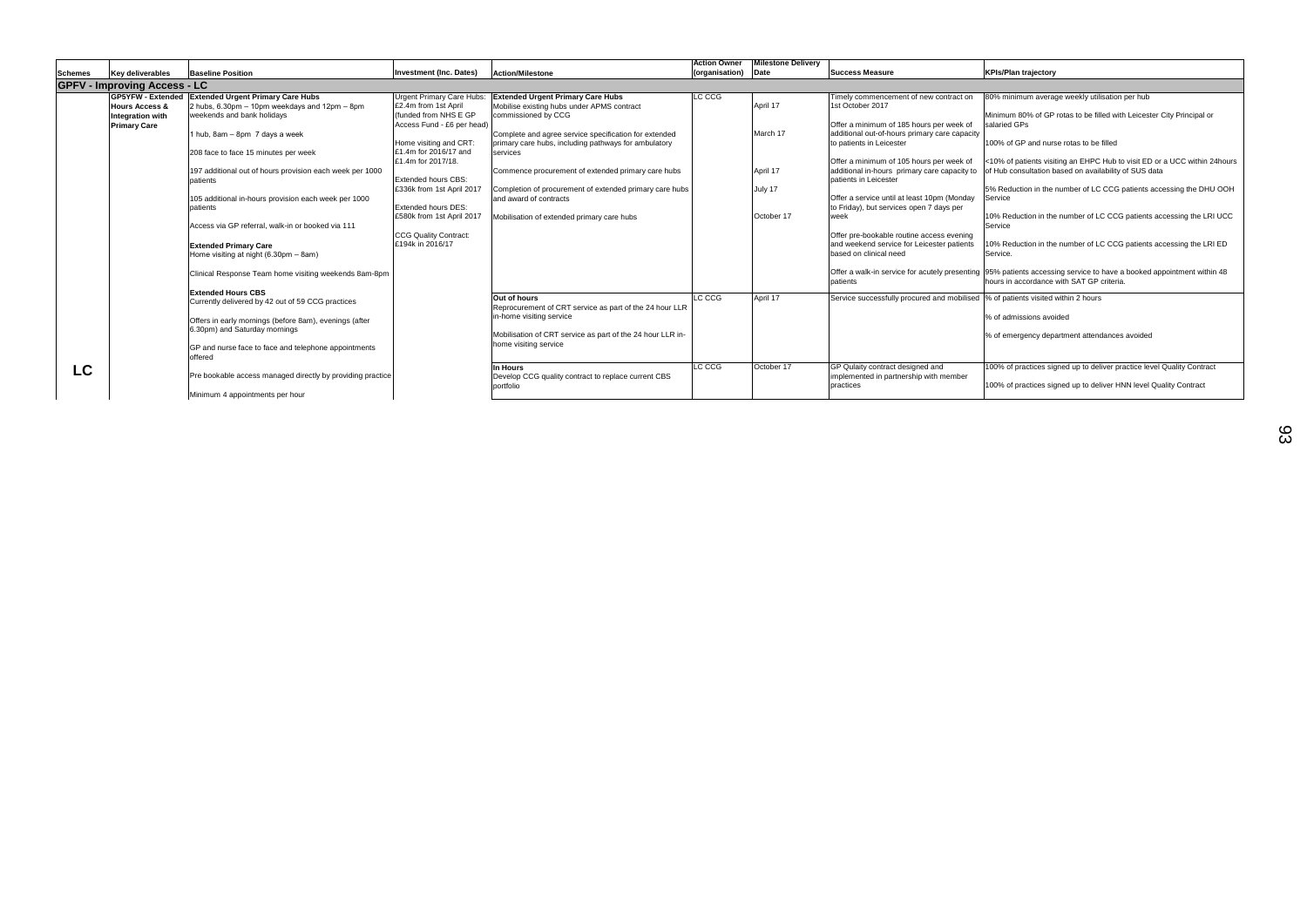| Schemes | Key deliverables | Baseline Position | Investment (Inc. Dates) | Action/Milestone | Action Owner (organisation) | Milestone Delivery Date | Success Measure | KPIs/Plan trajectory |
|---|---|---|---|---|---|---|---|---|
| **GPFV - Improving Access - LC** | | | | | | | | |
| LC | **GP5YFW - Extended Hours Access & Integration with Primary Care** | **Extended Urgent Primary Care Hubs**<br>2 hubs, 6.30pm – 10pm weekdays and 12pm – 8pm weekends and bank holidays<br><br>1 hub, 8am – 8pm 7 days a week<br><br>208 face to face 15 minutes per week<br><br>197 additional out of hours provision each week per 1000 patients<br><br>105 additional in-hours provision each week per 1000 patients<br><br>Access via GP referral, walk-in or booked via 111<br><br>**Extended Primary Care**<br>Home visiting at night (6.30pm – 8am)<br><br>Clinical Response Team home visiting weekends 8am-8pm<br><br>**Extended Hours CBS**<br>Currently delivered by 42 out of 59 CCG practices<br><br>Offers in early mornings (before 8am), evenings (after 6.30pm) and Saturday mornings<br><br>GP and nurse face to face and telephone appointments offered<br><br>Pre bookable access managed directly by providing practice<br><br>Minimum 4 appointments per hour | Urgent Primary Care Hubs: £2.4m from 1st April (funded from NHS E GP Access Fund - £6 per head)<br><br>Home visiting and CRT: £1.4m for 2016/17 and £1.4m for 2017/18.<br><br>Extended hours CBS: £336k from 1st April 2017<br><br>Extended hours DES: £580k from 1st April 2017<br><br>CCG Quality Contract: £194k in 2016/17 | **Extended Urgent Primary Care Hubs**<br>Mobilise existing hubs under APMS contract commissioned by CCG<br><br>Complete and agree service specification for extended primary care hubs, including pathways for ambulatory services<br><br>Commence procurement of extended primary care hubs<br><br>Completion of procurement of extended primary care hubs and award of contracts<br><br>Mobilisation of extended primary care hubs | LC CCG | April 17<br><br>March 17<br><br>April 17<br><br>July 17<br><br>October 17 | Timely commencement of new contract on 1st October 2017<br><br>Offer a minimum of 185 hours per week of additional out-of-hours primary care capacity to patients in Leicester<br><br>Offer a minimum of 105 hours per week of additional in-hours primary care capacity to patients in Leicester<br><br>Offer a service until at least 10pm (Monday to Friday), but services open 7 days per week<br><br>Offer pre-bookable routine access evening and weekend service for Leicester patients based on clinical need<br><br>Offer a walk-in service for acutely presenting patients | 80% minimum average weekly utilisation per hub<br><br>Minimum 80% of GP rotas to be filled with Leicester City Principal or salaried GPs<br><br>100% of GP and nurse rotas to be filled<br><br><10% of patients visiting an EHPC Hub to visit ED or a UCC within 24hours of Hub consultation based on availability of SUS data<br><br>5% Reduction in the number of LC CCG patients accessing the DHU OOH Service<br><br>10% Reduction in the number of LC CCG patients accessing the LRI UCC Service<br><br>10% Reduction in the number of LC CCG patients accessing the LRI ED Service.<br><br>95% patients accessing service to have a booked appointment within 48 hours in accordance with SAT GP criteria. |
| | | | | **Out of hours**<br>Reprocurement of CRT service as part of the 24 hour LLR in-home visiting service<br><br>Mobilisation of CRT service as part of the 24 hour LLR in-home visiting service | LC CCG | April 17 | Service successfully procured and mobilised | % of patients visited within 2 hours<br><br>% of admissions avoided<br><br>% of emergency department attendances avoided |
| | | | | **In Hours**<br>Develop CCG quality contract to replace current CBS portfolio | LC CCG | October 17 | GP Qulaity contract designed and implemented in partnership with member practices | 100% of practices signed up to deliver practice level Quality Contract<br><br>100% of practices signed up to deliver HNN level Quality Contract |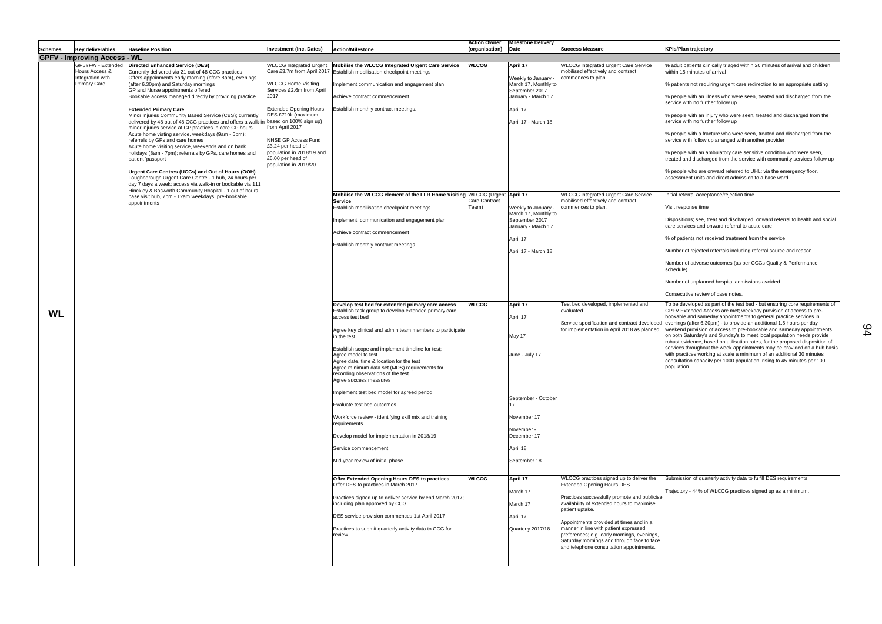| Schemes | Key deliverables | Baseline Position | Investment (Inc. Dates) | Action/Milestone | Action Owner (organisation) | Milestone Delivery Date | Success Measure | KPIs/Plan trajectory |
|---|---|---|---|---|---|---|---|---|
| **GPFV - Improving Access - WL** | | | | | | | | |
| WL | GP5YFW - Extended Hours Access & Integration with Primary Care | **Directed Enhanced Service (DES)**<br>Currently delivered via 21 out of 48 CCG practices<br>Offers appoinments early morning (bfore 8am), evenings (after 6.30pm) and Saturday mornings<br>GP and Nurse appointments offered<br>Bookable access managed directly by providing practice<br><br>**Extended Primary Care**<br>Minor Injuries Community Based Service (CBS); currently delivered by 48 out of 48 CCG practices and offers a walk-in minor injuries service at GP practices in core GP hours<br>Acute home visiting service, weekdays (9am - 5pm); referrals by GPs and care homes<br>Acute home visiting service, weekends and on bank holidays (8am - 7pm); referrals by GPs, care homes and patient 'passport<br><br>**Urgent Care Centres (UCCs) and Out of Hours (OOH)**<br>Loughborough Urgent Care Centre - 1 hub, 24 hours per day 7 days a week; access via walk-in or bookable via 111<br>Hinckley & Bosworth Community Hospital - 1 out of hours base visit hub, 7pm - 12am weekdays; pre-bookable appointments | WLCCG Integrated Urgent Care £3.7m from April 2017<br><br>WLCCG Home Visiting Services £2.6m from April 2017<br><br>Extended Opening Hours DES £710k (maximum based on 100% sign up) from April 2017<br><br>NHSE GP Access Fund £3.24 per head of population in 2018/19 and £6.00 per head of population in 2019/20. | **Mobilise the WLCCG Integrated Urgent Care Service**<br>Establish mobilisation checkpoint meetings<br><br>Implement communication and engagement plan<br><br>Achieve contract commencement<br><br>Establish monthly contract meetings. | **WLCCG** | **April 17**<br><br>Weekly to January - March 17, Monthly to September 2017<br>January - March 17<br><br>April 17<br><br>April 17 - March 18 | WLCCG Integrated Urgent Care Service mobilised effectively and contract commences to plan. | % adult patients clinically triaged within 20 minutes of arrival and children within 15 minutes of arrival<br><br>% patients not requiring urgent care redirection to an appropriate setting<br><br>% people with an illness who were seen, treated and discharged from the service with no further follow up<br><br>% people with an injury who were seen, treated and discharged from the service with no further follow up<br><br>% people with a fracture who were seen, treated and discharged from the service with follow up arranged with another provider<br><br>% people with an ambulatory care sensitive condition who were seen, treated and discharged from the service with community services follow up<br><br>% people who are onward referred to UHL; via the emergency floor, assessment units and direct admission to a base ward. |
| | | | | **Mobilise the WLCCG element of the LLR Home Visiting Service**<br>Establish mobilisation checkpoint meetings<br><br>Implement communication and engagement plan<br><br>Achieve contract commencement<br><br>Establish monthly contract meetings. | WLCCG (Urgent Care Contract Team) | **April 17**<br><br>Weekly to January - March 17, Monthly to September 2017<br>January - March 17<br><br>April 17<br><br>April 17 - March 18 | WLCCG Integrated Urgent Care Service mobilised effectively and contract commences to plan. | Initial referral acceptance/rejection time<br><br>Visit response time<br><br>Dispositions; see, treat and discharged, onward referral to health and social care services and onward referral to acute care<br><br>% of patients not received treatment from the service<br><br>Number of rejected referrals including referral source and reason<br><br>Number of adverse outcomes (as per CCGs Quality & Performance schedule)<br><br>Number of unplanned hospital admissions avoided<br><br>Consecutive review of case notes. |
| | | | | **Develop test bed for extended primary care access**<br>Establish task group to develop extended primary care access test bed<br><br>Agree key clinical and admin team members to participate in the test<br><br>Establish scope and implement timeline for test;<br>Agree model to test<br>Agree date, time & location for the test<br>Agree minimum data set (MDS) requirements for recording observations of the test<br>Agree success measures<br><br>Implement test bed model for agreed period<br><br>Evaluate test bed outcomes<br><br>Workforce review - identifying skill mix and training requirements<br><br>Develop model for implementation in 2018/19<br><br>Service commencement<br><br>Mid-year review of initial phase. | **WLCCG** | **April 17**<br><br>April 17<br><br>May 17<br><br>June - July 17<br><br>September - October 17<br><br>November 17<br><br>November - December 17<br><br>April 18<br><br>September 18 | Test bed developed, implemented and evaluated<br><br>Service specification and contract developed for implementation in April 2018 as planned. | To be developed as part of the test bed - but ensuring core requirements of GPFV Extended Access are met; weekday provision of access to pre-bookable and sameday appointments to general practice services in evenings (after 6.30pm) - to provide an additional 1.5 hours per day weekend provision of access to pre-bookable and sameday appointments on both Saturday's and Sunday's to meet local population needs provide robust evidence, based on utilisation rates, for the proposed disposition of services throughout the week appointments may be provided on a hub basis with practices working at scale a minimum of an additional 30 minutes consultation capacity per 1000 population, rising to 45 minutes per 100 population. |
| | | | | **Offer Extended Opening Hours DES to practices**<br>Offer DES to practices in March 2017<br><br>Practices signed up to deliver service by end March 2017; including plan approved by CCG<br><br>DES service provision commences 1st April 2017<br><br>Practices to submit quarterly activity data to CCG for review. | **WLCCG** | **April 17**<br><br>March 17<br><br>March 17<br><br>April 17<br><br>Quarterly 2017/18 | WLCCG practices signed up to deliver the Extended Opening Hours DES.<br><br>Practices successfully promote and publicise availability of extended hours to maximise patient uptake.<br><br>Appointments provided at times and in a manner in line with patient expressed preferences; e.g. early mornings, evenings, Saturday mornings and through face to face and telephone consultation appointments. | Submission of quarterly activity data to fulfil DES requirements<br><br>Trajectory - 44% of WLCCG practices signed up as a minimum. |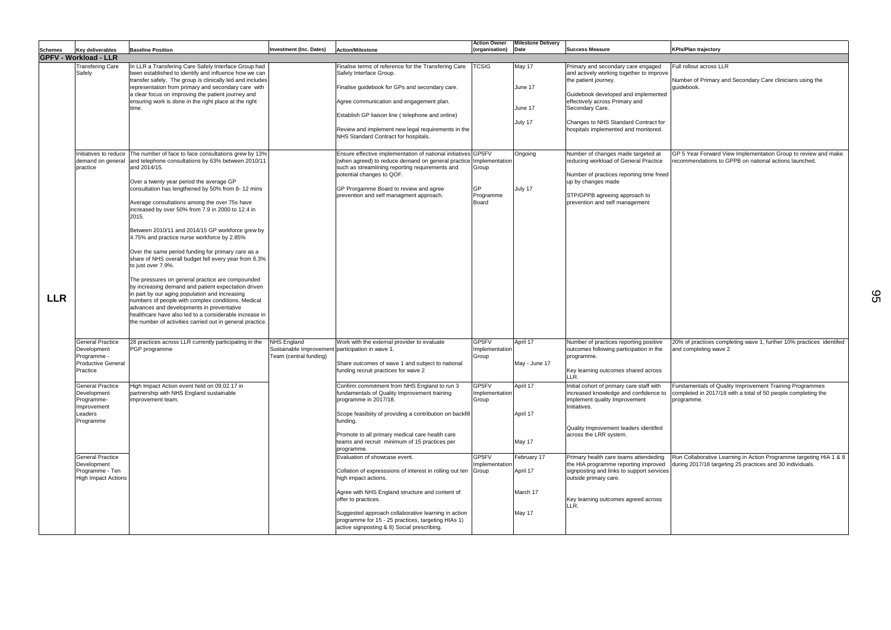| Schemes | Key deliverables | Baseline Position | Investment (Inc. Dates) | Action/Milestone | Action Owner (organisation) | Milestone Delivery Date | Success Measure | KPIs/Plan trajectory |
|---|---|---|---|---|---|---|---|---|
| **GPFV - Workload - LLR** | | | | | | | | |
| LLR | Transfering Care Safely | In LLR a Transfering Care Safely Interface Group had been established to identify and influence how we can transfer safely. The group is clinically led and includes representation from primary and secondary care with a clear focus on improving the patient journey and ensuring work is done in the right place at the right time. | | Finalise terms of reference for the Transfering Care Safely Interface Group.<br><br>Finalise guidebook for GPs and secondary care.<br><br>Agree communication and engagement plan.<br><br>Establish GP liaison line ( telephone and online)<br><br>Review and implement new legal requirements in the NHS Standard Contract for hospitals. | TCSIG | May 17<br><br>June 17<br><br>June 17<br><br>July 17 | Primary and secondary care engaged and actively working together to improve the patient journey.<br><br>Guidebook developed and implemented effectively across Primary and Secondary Care.<br><br>Changes to NHS Standard Contract for hospitals implemented and monitored. | Full rollout across LLR<br><br>Number of Primary and Secondary Care clinicians using the guidebook. |
| | Initiatives to reduce demand on general practice | The number of face to face consultations grew by 13% and telephone consultations by 63% between 2010/11 and 2014/15.<br><br>Over a twenty year period the average GP consultation has lengthened by 50% from 8- 12 mins<br><br>Average consultations among the over 75s have increased by over 50% from 7.9 in 2000 to 12.4 in 2015.<br><br>Between 2010/11 and 2014/15 GP workforce grew by 4.75% and practice nurse workforce by 2.85%<br><br>Over the same period funding for primary care as a share of NHS overall budget fell every year from 8.3% to just over 7.9%.<br><br>The pressures on general practice are compounded by increasing demand and patient expectation driven in part by our aging population and increasing numbers of people with complex conditions. Medical advances and developments in preventative healthcare have also led to a considerable increase in the number of activities carried out in general practice. | | Ensure effective implementation of national initiatives (when agreed) to reduce demand on general practice such as streamlining reporting requirements and potential changes to QOF.<br><br>GP Prorgamme Board to review and agree prevention and self managment approach. | GP5FV Implementation Group<br><br>GP Programme Board | Ongoing<br><br>July 17 | Number of changes made targeted at reducing workload of General Practice<br><br>Number of practices reporting time freed up by changes made<br><br>STP/GPPB agreeing approach to prevention and self management | GP 5 Year Forward View Implementation Group to review and make recommendations to GPPB on national actions launched. |
| | General Practice Development Programme - Productive General Practice | 28 practices across LLR currently participating in the PGP programme | NHS England Sustainable Improvement Team (central funding) | Work with the external provider to evaluate participation in wave 1.<br><br>Share outcomes of wave 1 and subject to national funding recruit practices for wave 2 | GP5FV Implementation Group | April 17<br><br>May - June 17 | Number of practices reporting positive outcomes following participation in the programme.<br><br>Key learning outcomes shared across LLR. | 20% of practices completing wave 1, further 10% practices identifed and completing wave 2 |
| | General Practice Development Programme- Improvement Leaders Programme | High Impact Action event held on 09.02.17 in partnership with NHS England sustainable improvement team. | | Confirm commitment from NHS England to run 3 fundamentals of Quality Improvement training programme in 2017/18.<br><br>Scope feasibiity of providing a contribution on backfill funding.<br><br>Promote to all primary medical care health care teams and recruit minimum of 15 practices per programme. | GP5FV Implementation Group | April 17<br><br>April 17<br><br>May 17 | Initial cohort of primary care staff with increased knowledge and confidence to implement quality Improvement Initiatives.<br><br>Quality Improvement leaders identifed across the LRR system. | Fundamentals of Quality Improvement Training Programmes completed in 2017/18 with a total of 50 people completing the programme. |
| | General Practice Development Programme - Ten High Impact Actions | | | Evaluation of showcase event.<br><br>Collation of expresssions of interest in rolling out ten high impact actions.<br><br>Agree with NHS England structure and content of offer to practices.<br><br>Suggested approach collaborative learning in action programme for 15 - 25 practices, targeting HIAs 1) active signposting & 8) Social prescribing. | GP5FV Implementation Group | February 17<br><br>April 17<br><br>March 17<br><br>May 17 | Primary health care teams attendeding the HIA programme reporting improved signposting and links to support services outside primary care.<br><br>Key learning outcomes agreed across LLR. | Run Collaborative Learning in Action Programme targeting HIA 1 & 8 during 2017/18 targeting 25 practices and 30 individuals. |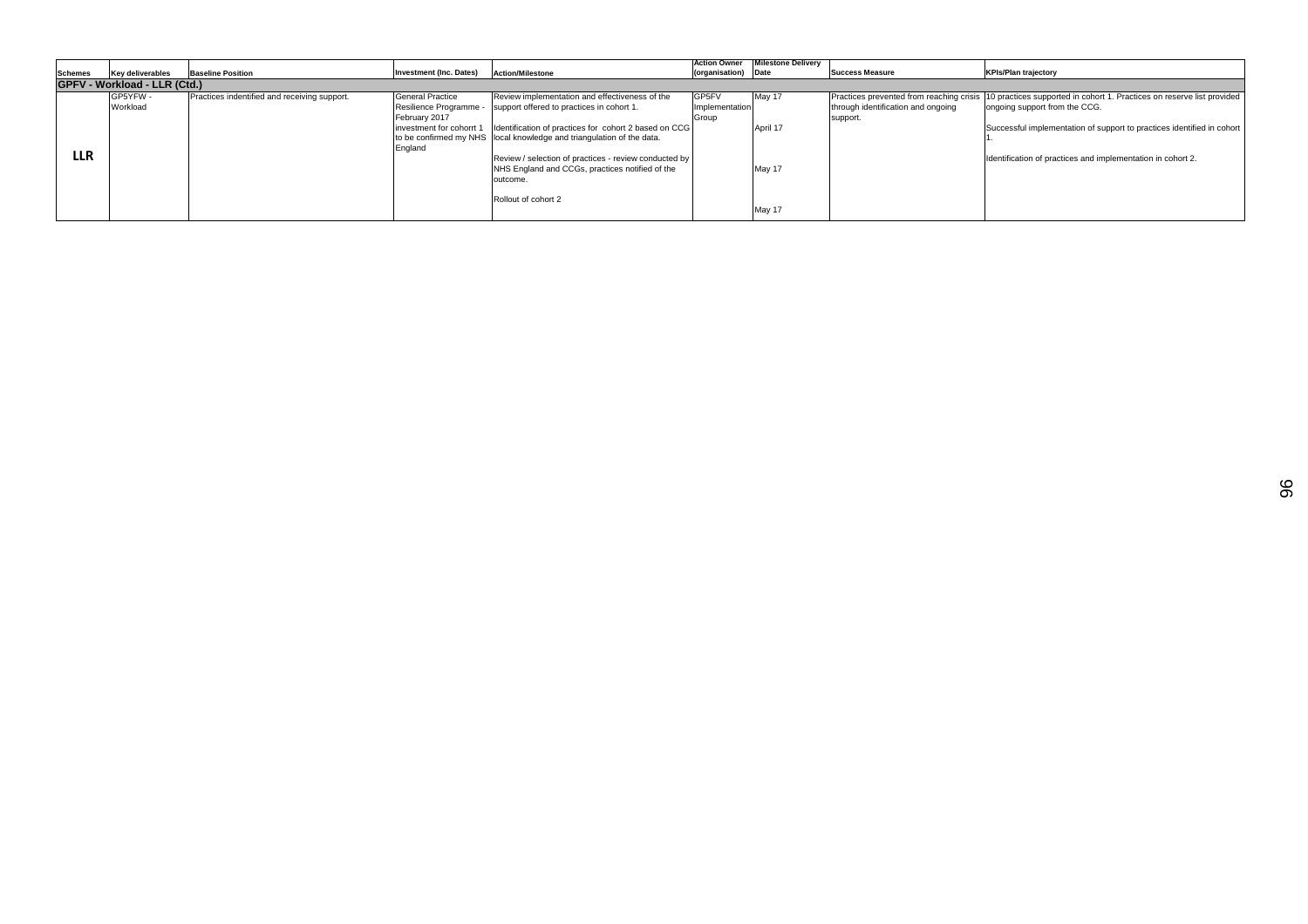| Schemes | Key deliverables | Baseline Position | Investment (Inc. Dates) | Action/Milestone | Action Owner (organisation) | Milestone Delivery Date | Success Measure | KPIs/Plan trajectory |
|---|---|---|---|---|---|---|---|---|
| **GPFV - Workload - LLR (Ctd.)** | | | | | | | | |
| **LLR** | GP5YFW - Workload | Practices indentified and receiving support. | General Practice Resilience Programme - February 2017 investment for cohortt 1 to be confirmed my NHS England | Review implementation and effectiveness of the support offered to practices in cohort 1.<br><br>Identification of practices for cohort 2 based on CCG local knowledge and triangulation of the data.<br><br>Review / selection of practices - review conducted by NHS England and CCGs, practices notified of the outcome.<br><br>Rollout of cohort 2 | GP5FV Implementation Group | May 17<br><br>April 17<br><br>May 17<br><br>May 17 | Practices prevented from reaching crisis through identification and ongoing support. | 10 practices supported in cohort 1. Practices on reserve list provided ongoing support from the CCG.<br><br>Successful implementation of support to practices identified in cohort 1.<br><br>Identification of practices and implementation in cohort 2. |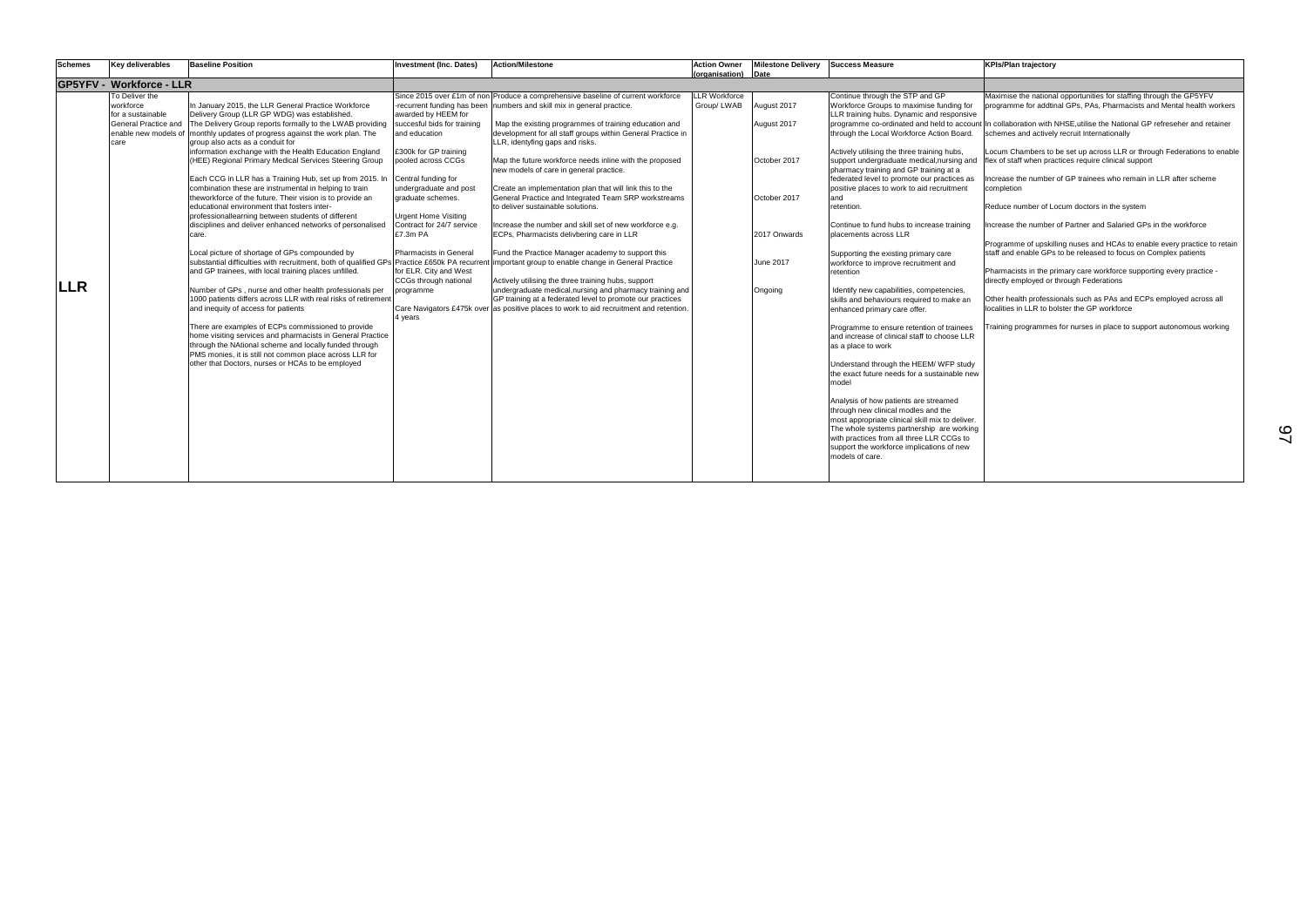| Schemes | Key deliverables | Baseline Position | Investment (Inc. Dates) | Action/Milestone | Action Owner (organisation) | Milestone Delivery Date | Success Measure | KPIs/Plan trajectory |
|---|---|---|---|---|---|---|---|---|
| **GP5YFV - Workforce - LLR** | | | | | | | | |
| **LLR** | To Deliver the workforce for a sustainable General Practice and enable new models of care | In January 2015, the LLR General Practice Workforce Delivery Group (LLR GP WDG) was established. The Delivery Group reports formally to the LWAB providing monthly updates of progress against the work plan. The group also acts as a conduit for information exchange with the Health Education England (HEE) Regional Primary Medical Services Steering Group<br><br>Each CCG in LLR has a Training Hub, set up from 2015. In combination these are instrumental in helping to train theworkforce of the future. Their vision is to provide an educational environment that fosters inter-professionallearning between students of different disciplines and deliver enhanced networks of personalised care.<br><br>Local picture of shortage of GPs compounded by substantial difficulties with recruitment, both of qualified GPs and GP trainees, with local training places unfilled.<br><br>Number of GPs , nurse and other health professionals per 1000 patients differs across LLR with real risks of retirement and inequity of access for patients<br><br>There are examples of ECPs commissioned to provide home visiting services and pharmacists in General Practice through the NAtional scheme and locally funded through PMS monies, it is still not common place across LLR for other that Doctors, nurses or HCAs to be employed | Since 2015 over £1m of non-recurrent funding has been awarded by HEEM for succesful bids for training and education<br><br>£300k for GP training pooled across CCGs<br><br>Central funding for undergraduate and post graduate schemes.<br><br>Urgent Home Visiting Contract for 24/7 service £7.3m PA<br><br>Pharmacists in General Practice £650k PA recurrent for ELR. City and West CCGs through national programme<br><br>Care Navigators £475k over 4 years | Produce a comprehensive baseline of current workforce numbers and skill mix in general practice.<br><br>Map the existing programmes of training education and development for all staff groups within General Practice in LLR, identyfing gaps and risks.<br><br>Map the future workforce needs inline with the proposed new models of care in general practice.<br><br>Create an implementation plan that will link this to the General Practice and Integrated Team SRP workstreams to deliver sustainable solutions.<br><br>Increase the number and skill set of new workforce e.g. ECPs, Pharmacists delivbering care in LLR<br><br>Fund the Practice Manager academy to support this important group to enable change in General Practice<br><br>Actively utilising the three training hubs, support undergraduate medical,nursing and pharmacy training and GP training at a federated level to promote our practices as positive places to work to aid recruitment and retention. | LLR Workforce Group/ LWAB | August 2017<br><br>August 2017<br><br>October 2017<br><br>October 2017<br><br>2017 Onwards<br><br>June 2017<br><br>Ongoing | Continue through the STP and GP Workforce Groups to maximise funding for LLR training hubs. Dynamic and responsive programme co-ordinated and held to account through the Local Workforce Action Board.<br><br>Actively utilising the three training hubs, support undergraduate medical,nursing and pharmacy training and GP training at a federated level to promote our practices as positive places to work to aid recruitment and retention.<br><br>Continue to fund hubs to increase training placements across LLR<br><br>Supporting the existing primary care workforce to improve recruitment and retention<br><br>Identify new capabilities, competencies, skills and behaviours required to make an enhanced primary care offer.<br><br>Programme to ensure retention of trainees and increase of clinical staff to choose LLR as a place to work<br><br>Understand through the HEEM/ WFP study the exact future needs for a sustainable new model<br><br>Analysis of how patients are streamed through new clinical modles and the most appropriate clinical skill mix to deliver. The whole systems partnership are working with practices from all three LLR CCGs to support the workforce implications of new models of care. | Maximise the national opportunities for staffing through the GP5YFV programme for addtinal GPs, PAs, Pharmacists and Mental health workers<br><br>In collaboration with NHSE,utilise the National GP refreseher and retainer schemes and actively recruit Internationally<br><br>Locum Chambers to be set up across LLR or through Federations to enable flex of staff when practices require clinical support<br><br>Increase the number of GP trainees who remain in LLR after scheme completion<br><br>Reduce number of Locum doctors in the system<br><br>Increase the number of Partner and Salaried GPs in the workforce<br><br>Programme of upskilling nuses and HCAs to enable every practice to retain staff and enable GPs to be released to focus on Complex patients<br><br>Pharmacists in the primary care workforce supporting every practice - directly employed or through Federations<br><br>Other health professionals such as PAs and ECPs employed across all localities in LLR to bolster the GP workforce<br><br>Training programmes for nurses in place to support autonomous working |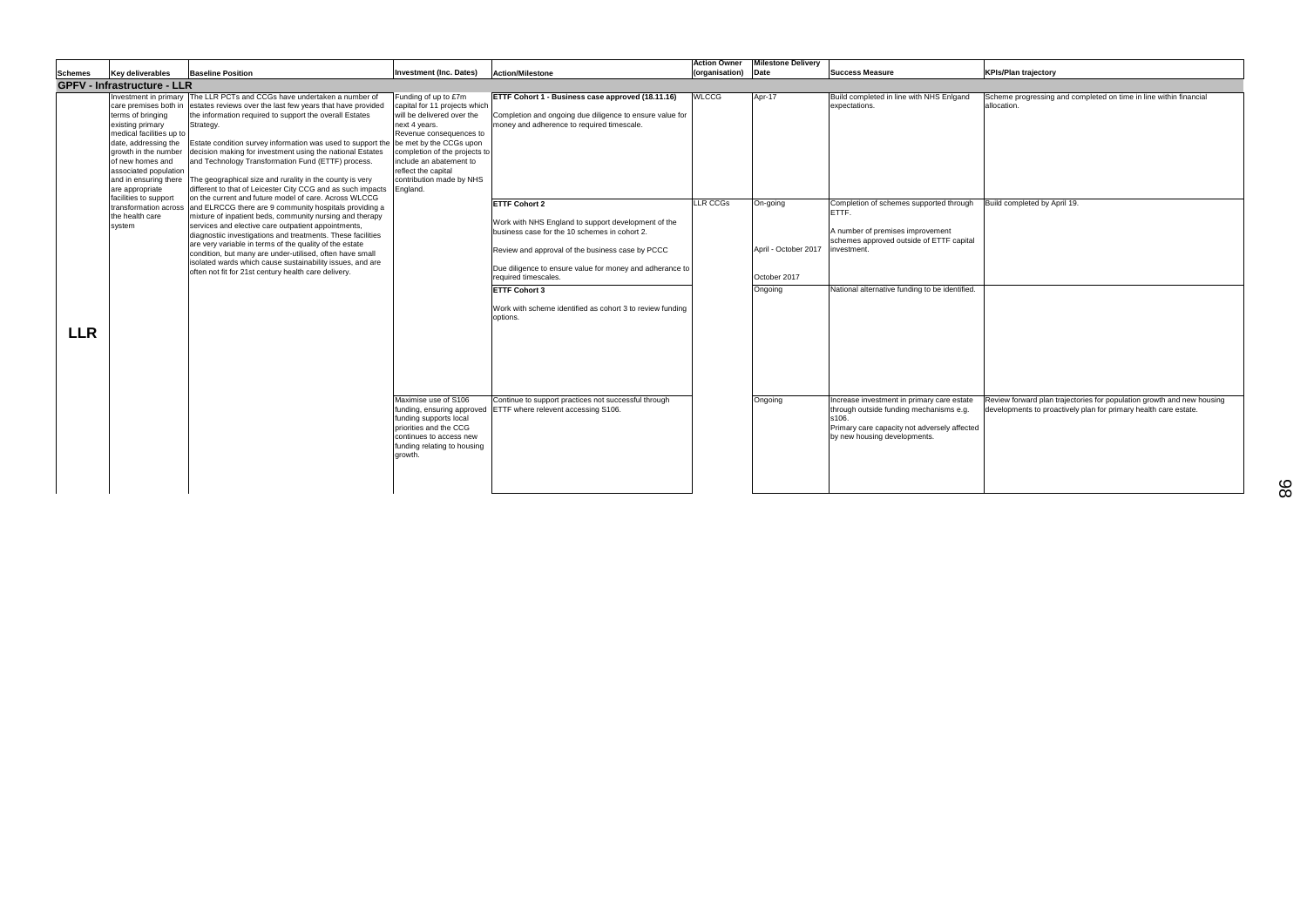| Schemes | Key deliverables | Baseline Position | Investment (Inc. Dates) | Action/Milestone | Action Owner (organisation) | Milestone Delivery Date | Success Measure | KPIs/Plan trajectory |
|---|---|---|---|---|---|---|---|---|
| **GPFV - Infrastructure - LLR** | | | | | | | | |
| **LLR** | Investment in primary care premises both in terms of bringing existing primary medical facilities up to date, addressing the growth in the number of new homes and associated population and in ensuring there are appropriate facilities to support transformation across the health care system | The LLR PCTs and CCGs have undertaken a number of estates reviews over the last few years that have provided the information required to support the overall Estates Strategy.<br><br>Estate condition survey information was used to support the decision making for investment using the national Estates and Technology Transformation Fund (ETTF) process.<br><br>The geographical size and rurality in the county is very different to that of Leicester City CCG and as such impacts on the current and future model of care. Across WLCCG and ELRCCG there are 9 community hospitals providing a mixture of inpatient beds, community nursing and therapy services and elective care outpatient appointments, diagnostiic investigations and treatments. These facilities are very variable in terms of the quality of the estate condition, but many are under-utilised, often have small isolated wards which cause sustainability issues, and are often not fit for 21st century health care delivery. | Funding of up to £7m capital for 11 projects which will be delivered over the next 4 years. Revenue consequences to be met by the CCGs upon completion of the projects to include an abatement to reflect the capital contribution made by NHS England. | **ETTF Cohort 1 - Business case approved (18.11.16)**<br><br>Completion and ongoing due diligence to ensure value for money and adherence to required timescale. | WLCCG | Apr-17 | Build completed in line with NHS Enlgand expectations. | Scheme progressing and completed on time in line within financial allocation. |
| | | | | **ETTF Cohort 2**<br><br>Work with NHS England to support development of the business case for the 10 schemes in cohort 2.<br><br>Review and approval of the business case by PCCC<br><br>Due diligence to ensure value for money and adherance to required timescales. | LLR CCGs | On-going<br><br>April - October 2017<br><br>October 2017 | Completion of schemes supported through ETTF.<br><br>A number of premises improvement schemes approved outside of ETTF capital investment. | Build completed by April 19. |
| | | | | **ETTF Cohort 3**<br><br>Work with scheme identified as cohort 3 to review funding options. | | Ongoing | National alternative funding to be identified. | |
| | | | Maximise use of S106 funding, ensuring approved funding supports local priorities and the CCG continues to access new funding relating to housing growth. | Continue to support practices not successful through ETTF where relevent accessing S106. | | Ongoing | Increase investment in primary care estate through outside funding mechanisms e.g. s106.<br>Primary care capacity not adversely affected by new housing developments. | Review forward plan trajectories for population growth and new housing developments to proactively plan for primary health care estate. |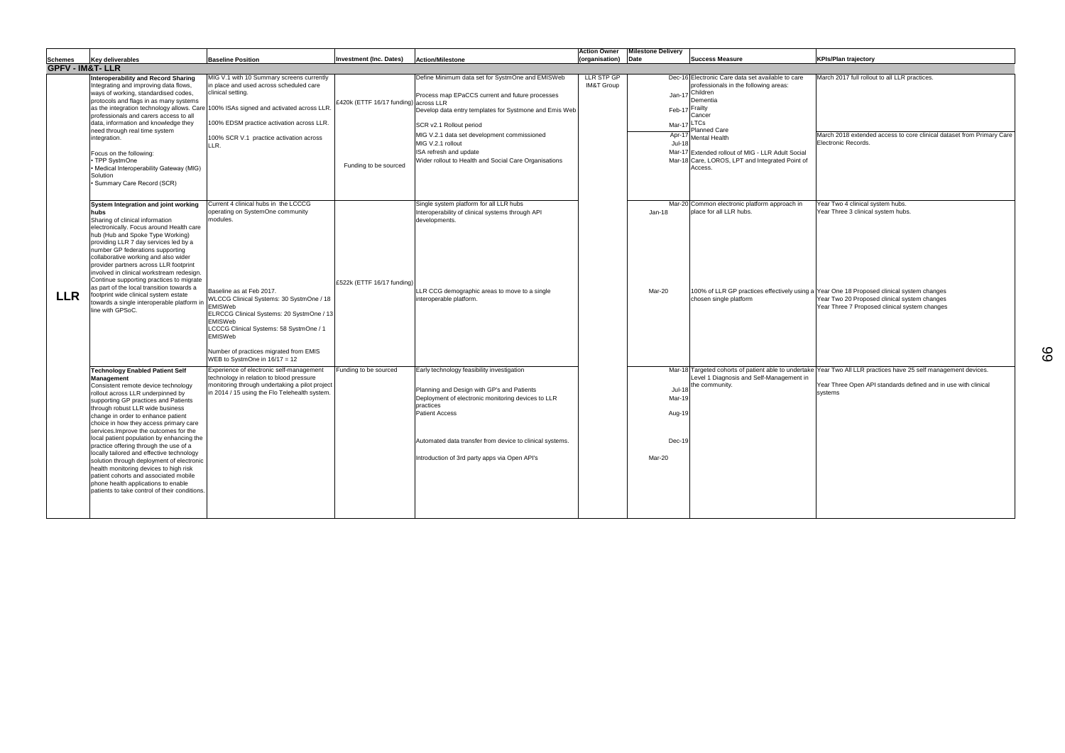| Schemes | Key deliverables | Baseline Position | Investment (Inc. Dates) | Action/Milestone | Action Owner (organisation) | Milestone Delivery Date | Success Measure | KPIs/Plan trajectory |
|---|---|---|---|---|---|---|---|---|
| **GPFV - IM&T- LLR** | | | | | | | | |
| **LLR** | **Interoperability and Record Sharing** Integrating and improving data flows, ways of working, standardised codes, protocols and flags in as many systems as the integration technology allows. Care professionals and carers access to all data, information and knowledge they need through real time system integration.<br><br>Focus on the following:<br>• TPP SystmOne<br>• Medical Interoperability Gateway (MIG) Solution<br>• Summary Care Record (SCR) | MIG V.1 with 10 Summary screens currently in place and used across scheduled care clinical setting.<br><br>100% ISAs signed and activated across LLR.<br><br>100% EDSM practice activation across LLR.<br><br>100% SCR V.1 practice activation across LLR. | £420k (ETTF 16/17 funding)<br><br>Funding to be sourced | Define Minimum data set for SystmOne and EMISWeb<br><br>Process map EPaCCS current and future processes across LLR<br><br>Develop data entry templates for Systmone and Emis Web<br><br>SCR v2.1 Rollout period<br><br>MIG V.2.1 data set development commissioned<br>MIG V.2.1 rollout<br>ISA refresh and update<br>Wider rollout to Health and Social Care Organisations | LLR STP GP IM&T Group | Dec-16<br><br>Jan-17<br><br>Feb-17<br><br>Mar-17<br><br>Apr-17<br>Jul-18<br>Mar-17<br>Mar-18 | Electronic Care data set available to care professionals in the following areas:<br>Children<br>Dementia<br>Frailty<br>Cancer<br>LTCs<br>Planned Care<br>Mental Health<br>Extended rollout of MIG - LLR Adult Social Care, LOROS, LPT and Integrated Point of Access. | March 2017 full rollout to all LLR practices.<br><br>March 2018 extended access to core clinical dataset from Primary Care Electronic Records. |
| | **System Integration and joint working hubs** Sharing of clinical information electronically. Focus around Health care hub (Hub and Spoke Type Working) providing LLR 7 day services led by a number GP federations supporting collaborative working and also wider provider partners across LLR footprint involved in clinical workstream redesign. Continue supporting practices to migrate as part of the local transition towards a footprint wide clinical system estate towards a single interoperable platform in line with GPSoC. | Current 4 clinical hubs in the LCCCG operating on SystemOne community modules.<br><br>Baseline as at Feb 2017.<br>WLCCG Clinical Systems: 30 SystmOne / 18 EMISWeb<br>ELRCCG Clinical Systems: 20 SystmOne / 13 EMISWeb<br>LCCCG Clinical Systems: 58 SystmOne / 1 EMISWeb<br><br>Number of practices migrated from EMIS WEB to SystmOne in 16/17 = 12 | £522k (ETTF 16/17 funding) | Single system platform for all LLR hubs<br>Interoperability of clinical systems through API developments.<br><br>LLR CCG demographic areas to move to a single interoperable platform. | | Mar-20<br>Jan-18<br><br>Mar-20 | Common electronic platform approach in place for all LLR hubs.<br><br>100% of LLR GP practices effectively using a chosen single platform | Year Two 4 clinical system hubs.<br>Year Three 3 clinical system hubs.<br><br>Year One 18 Proposed clinical system changes<br>Year Two 20 Proposed clinical system changes<br>Year Three 7 Proposed clinical system changes |
| | **Technology Enabled Patient Self Management** Consistent remote device technology rollout across LLR underpinned by supporting GP practices and Patients through robust LLR wide business change in order to enhance patient choice in how they access primary care services.Improve the outcomes for the local patient population by enhancing the practice offering through the use of a locally tailored and effective technology solution through deployment of electronic health monitoring devices to high risk patient cohorts and associated mobile phone health applications to enable patients to take control of their conditions. | Experience of electronic self-management technology in relation to blood pressure monitoring through undertaking a pilot project in 2014 / 15 using the Flo Telehealth system. | Funding to be sourced | Early technology feasibility investigation<br><br>Planning and Design with GP's and Patients<br>Deployment of electronic monitoring devices to LLR practices<br>Patient Access<br><br>Automated data transfer from device to clinical systems.<br><br>Introduction of 3rd party apps via Open API's | | Mar-18<br><br>Jul-18<br>Mar-19<br><br>Aug-19<br><br>Dec-19<br><br>Mar-20 | Targeted cohorts of patient able to undertake Level 1 Diagnosis and Self-Management in the community. | Year Two All LLR practices have 25 self management devices.<br><br>Year Three Open API standards defined and in use with clinical systems |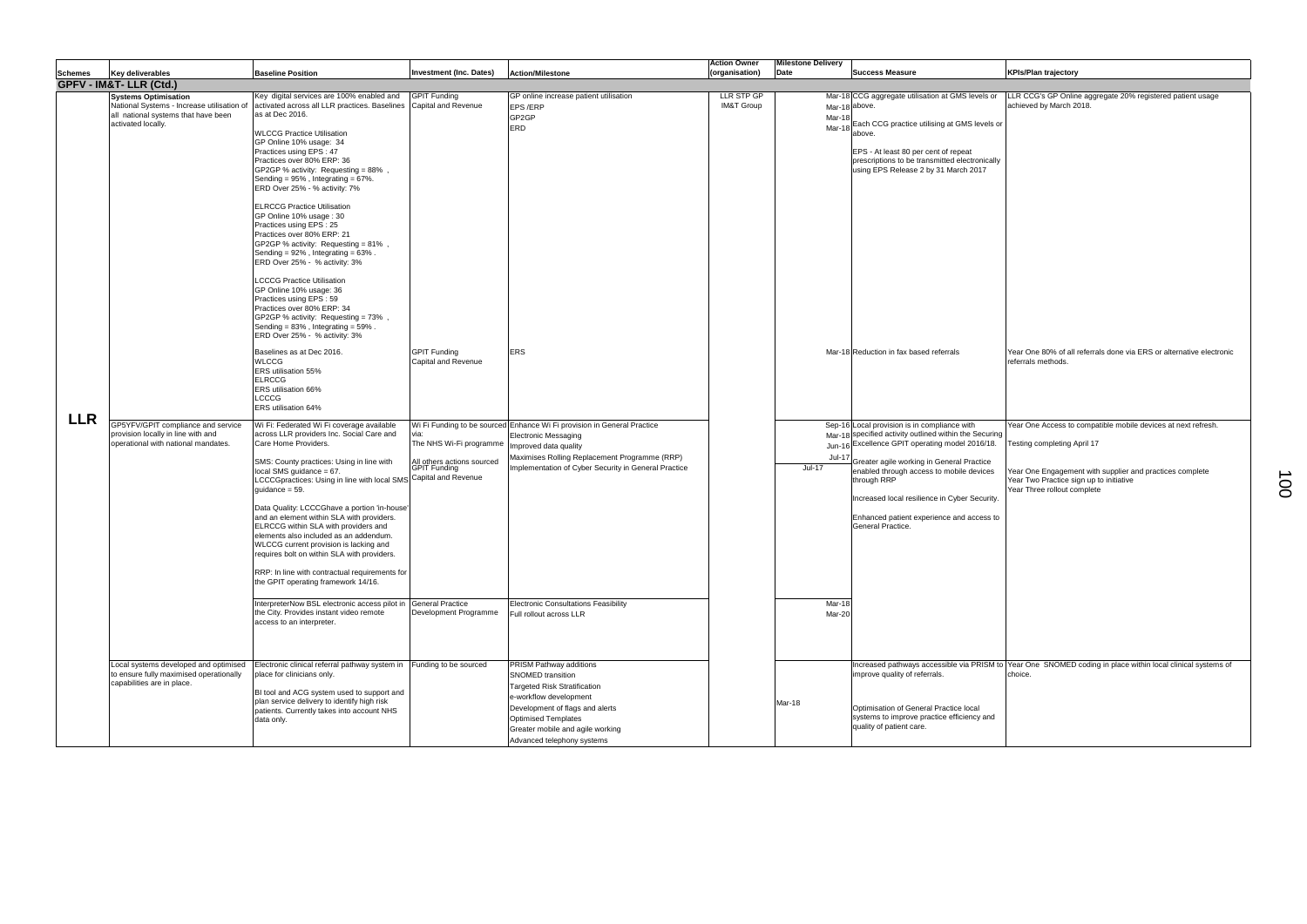| Schemes | Key deliverables | Baseline Position | Investment (Inc. Dates) | Action/Milestone | Action Owner (organisation) | Milestone Delivery Date | Success Measure | KPIs/Plan trajectory |
|---|---|---|---|---|---|---|---|---|
| **GPFV - IM&T- LLR (Ctd.)** | | | | | | | | |
| LLR | **Systems Optimisation**<br>National Systems - Increase utilisation of all national systems that have been activated locally. | Key digital services are 100% enabled and activated across all LLR practices. Baselines as at Dec 2016.<br><br>WLCCG Practice Utilisation<br>GP Online 10% usage: 34<br>Practices using EPS : 47<br>Practices over 80% ERP: 36<br>GP2GP % activity: Requesting = 88% , Sending = 95% , Integrating = 67%.<br>ERD Over 25% - % activity: 7%<br><br>ELRCCG Practice Utilisation<br>GP Online 10% usage : 30<br>Practices using EPS : 25<br>Practices over 80% ERP: 21<br>GP2GP % activity: Requesting = 81% , Sending = 92% , Integrating = 63% .<br>ERD Over 25% - % activity: 3%<br><br>LCCCG Practice Utilisation<br>GP Online 10% usage: 36<br>Practices using EPS : 59<br>Practices over 80% ERP: 34<br>GP2GP % activity: Requesting = 73% , Sending = 83% , Integrating = 59% .<br>ERD Over 25% - % activity: 3% | GPIT Funding<br>Capital and Revenue | GP online increase patient utilisation<br>EPS /ERP<br>GP2GP<br>ERD | LLR STP GP IM&T Group | Mar-18<br>Mar-18<br>Mar-18<br>Mar-18 | CCG aggregate utilisation at GMS levels or above.<br><br>Each CCG practice utilising at GMS levels or above.<br><br>EPS - At least 80 per cent of repeat prescriptions to be transmitted electronically using EPS Release 2 by 31 March 2017 | LLR CCG's GP Online aggregate 20% registered patient usage achieved by March 2018. |
| | | Baselines as at Dec 2016.<br>WLCCG<br>ERS utilisation 55%<br>ELRCCG<br>ERS utilisation 66%<br>LCCCG<br>ERS utilisation 64% | GPIT Funding<br>Capital and Revenue | ERS | | Mar-18 | Reduction in fax based referrals | Year One 80% of all referrals done via ERS or alternative electronic referrals methods. |
| | GP5YFV/GPIT compliance and service provision locally in line with and operational with national mandates. | Wi Fi: Federated Wi Fi coverage available across all LLR providers Inc. Social Care and Care Home Providers.<br><br>SMS: County practices: Using in line with local SMS guidance = 67.<br>LCCCGpractices: Using in line with local SMS guidance = 59.<br><br>Data Quality: LCCCGhave a portion 'in-house' and an element within SLA with providers. ELRCCG within SLA with providers and elements also included as an addendum. WLCCG current provision is lacking and requires bolt on within SLA with providers.<br><br>RRP: In line with contractual requirements for the GPIT operating framework 14/16. | Wi Fi Funding to be sourced via:<br>The NHS Wi-Fi programme<br><br>All others actions sourced GPIT Funding<br>Capital and Revenue | Enhance Wi Fi provision in General Practice<br>Electronic Messaging<br>Improved data quality<br>Maximises Rolling Replacement Programme (RRP)<br>Implementation of Cyber Security in General Practice | | Sep-16<br>Mar-18<br>Jun-16<br>Jul-17<br>Jul-17 | Local provision is in compliance with specified activity outlined within the Securing Excellence GPIT operating model 2016/18.<br><br>Greater agile working in General Practice enabled through access to mobile devices through RRP<br><br>Increased local resilience in Cyber Security.<br><br>Enhanced patient experience and access to General Practice. | Year One Access to compatible mobile devices at next refresh.<br><br>Testing completing April 17<br><br>Year One Engagement with supplier and practices complete<br>Year Two Practice sign up to initiative<br>Year Three rollout complete |
| | | InterpreterNow BSL electronic access pilot in the City. Provides instant video remote access to an interpreter. | General Practice Development Programme | Electronic Consultations Feasibility<br>Full rollout across LLR | | Mar-18<br>Mar-20 | | |
| | Local systems developed and optimised to ensure fully maximised operationally capabilities are in place. | Electronic clinical referral pathway system in place for clinicians only.<br><br>BI tool and ACG system used to support and plan service delivery to identify high risk patients. Currently takes into account NHS data only. | Funding to be sourced | PRISM Pathway additions<br>SNOMED transition<br>Targeted Risk Stratification<br>e-workflow development<br>Development of flags and alerts<br>Optimised Templates<br>Greater mobile and agile working<br>Advanced telephony systems | | Mar-18 | Increased pathways accessible via PRISM to improve quality of referrals.<br><br>Optimisation of General Practice local systems to improve practice efficiency and quality of patient care. | Year One SNOMED coding in place within local clinical systems of choice. |